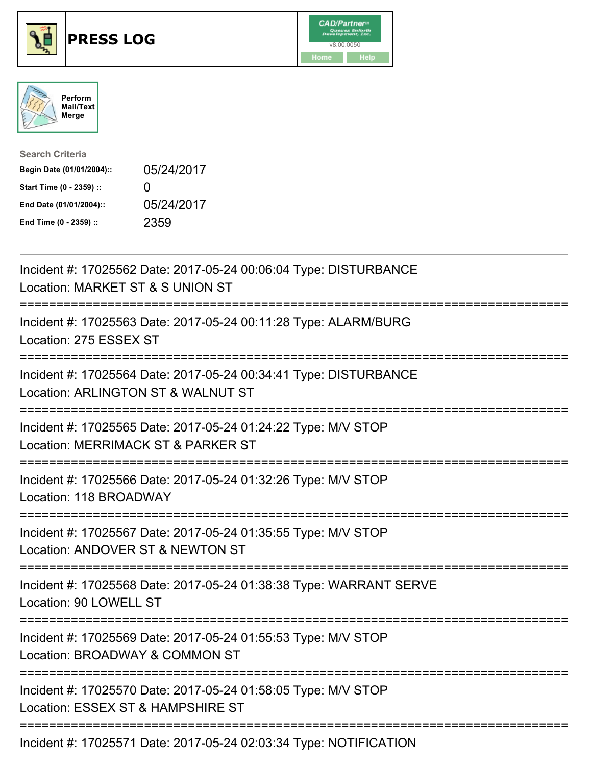# PRESS LOG

CAD/Partner™
v8.00.0050
Home Help

Perform Mail/Text Merge

**Search Criteria**

| | |
|---|---|
| **Begin Date (01/01/2004)::** | 05/24/2017 |
| **Start Time (0 - 2359) ::** | 0 |
| **End Date (01/01/2004)::** | 05/24/2017 |
| **End Time (0 - 2359) ::** | 2359 |

---

Incident #: 17025562 Date: 2017-05-24 00:06:04 Type: DISTURBANCE
Location: MARKET ST & S UNION ST

===========================================================================

Incident #: 17025563 Date: 2017-05-24 00:11:28 Type: ALARM/BURG
Location: 275 ESSEX ST

===========================================================================

Incident #: 17025564 Date: 2017-05-24 00:34:41 Type: DISTURBANCE
Location: ARLINGTON ST & WALNUT ST

===========================================================================

Incident #: 17025565 Date: 2017-05-24 01:24:22 Type: M/V STOP
Location: MERRIMACK ST & PARKER ST

===========================================================================

Incident #: 17025566 Date: 2017-05-24 01:32:26 Type: M/V STOP
Location: 118 BROADWAY

===========================================================================

Incident #: 17025567 Date: 2017-05-24 01:35:55 Type: M/V STOP
Location: ANDOVER ST & NEWTON ST

===========================================================================

Incident #: 17025568 Date: 2017-05-24 01:38:38 Type: WARRANT SERVE
Location: 90 LOWELL ST

===========================================================================

Incident #: 17025569 Date: 2017-05-24 01:55:53 Type: M/V STOP
Location: BROADWAY & COMMON ST

===========================================================================

Incident #: 17025570 Date: 2017-05-24 01:58:05 Type: M/V STOP
Location: ESSEX ST & HAMPSHIRE ST

===========================================================================

Incident #: 17025571 Date: 2017-05-24 02:03:34 Type: NOTIFICATION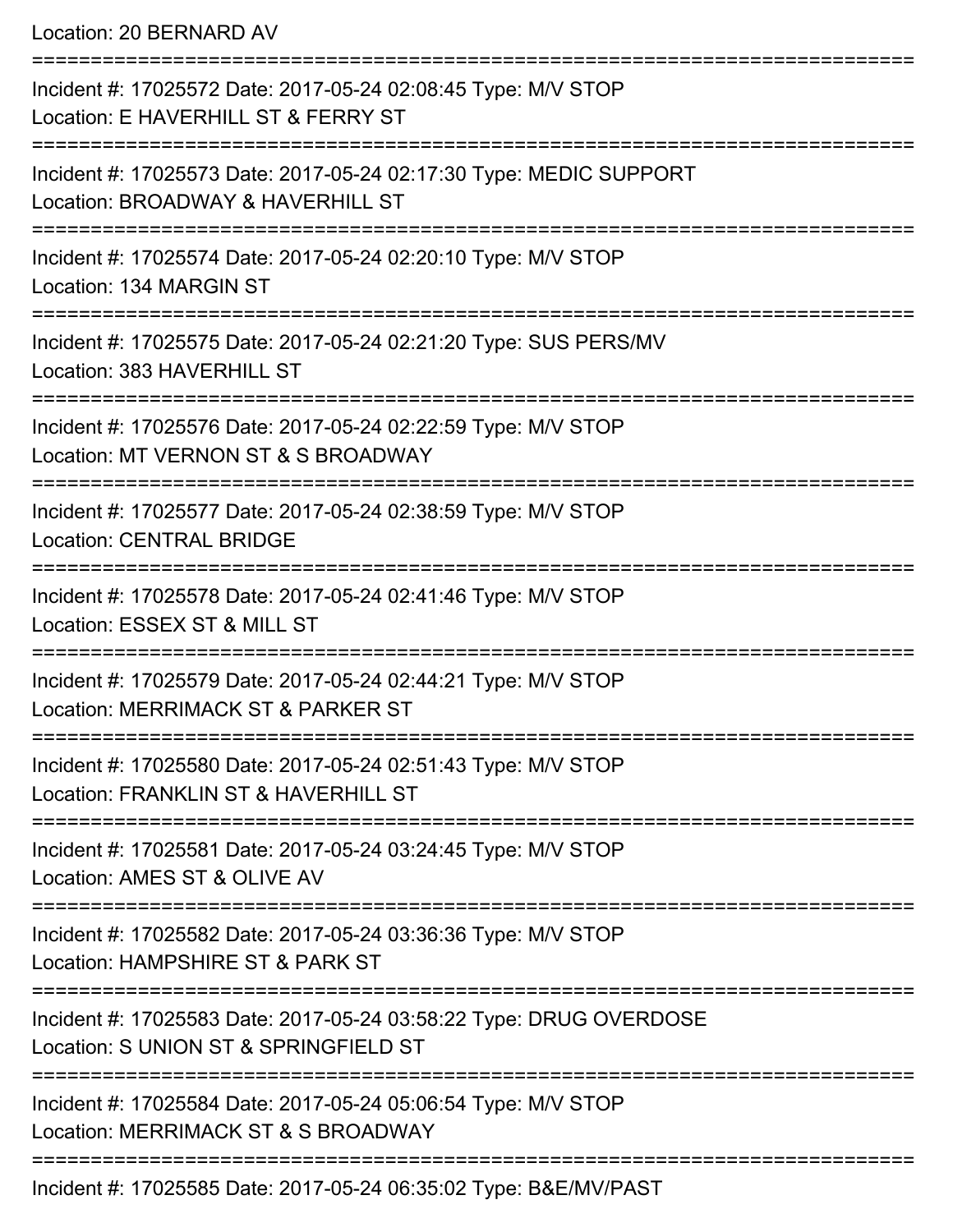Location: 20 BERNARD AV

===========================================================================

Incident #: 17025572 Date: 2017-05-24 02:08:45 Type: M/V STOP
Location: E HAVERHILL ST & FERRY ST

===========================================================================

Incident #: 17025573 Date: 2017-05-24 02:17:30 Type: MEDIC SUPPORT
Location: BROADWAY & HAVERHILL ST

===========================================================================

Incident #: 17025574 Date: 2017-05-24 02:20:10 Type: M/V STOP
Location: 134 MARGIN ST

===========================================================================

Incident #: 17025575 Date: 2017-05-24 02:21:20 Type: SUS PERS/MV
Location: 383 HAVERHILL ST

===========================================================================

Incident #: 17025576 Date: 2017-05-24 02:22:59 Type: M/V STOP
Location: MT VERNON ST & S BROADWAY

===========================================================================

Incident #: 17025577 Date: 2017-05-24 02:38:59 Type: M/V STOP
Location: CENTRAL BRIDGE

===========================================================================

Incident #: 17025578 Date: 2017-05-24 02:41:46 Type: M/V STOP
Location: ESSEX ST & MILL ST

===========================================================================

Incident #: 17025579 Date: 2017-05-24 02:44:21 Type: M/V STOP
Location: MERRIMACK ST & PARKER ST

===========================================================================

Incident #: 17025580 Date: 2017-05-24 02:51:43 Type: M/V STOP
Location: FRANKLIN ST & HAVERHILL ST

===========================================================================

Incident #: 17025581 Date: 2017-05-24 03:24:45 Type: M/V STOP
Location: AMES ST & OLIVE AV

===========================================================================

Incident #: 17025582 Date: 2017-05-24 03:36:36 Type: M/V STOP
Location: HAMPSHIRE ST & PARK ST

===========================================================================

Incident #: 17025583 Date: 2017-05-24 03:58:22 Type: DRUG OVERDOSE
Location: S UNION ST & SPRINGFIELD ST

===========================================================================

Incident #: 17025584 Date: 2017-05-24 05:06:54 Type: M/V STOP
Location: MERRIMACK ST & S BROADWAY

===========================================================================

Incident #: 17025585 Date: 2017-05-24 06:35:02 Type: B&E/MV/PAST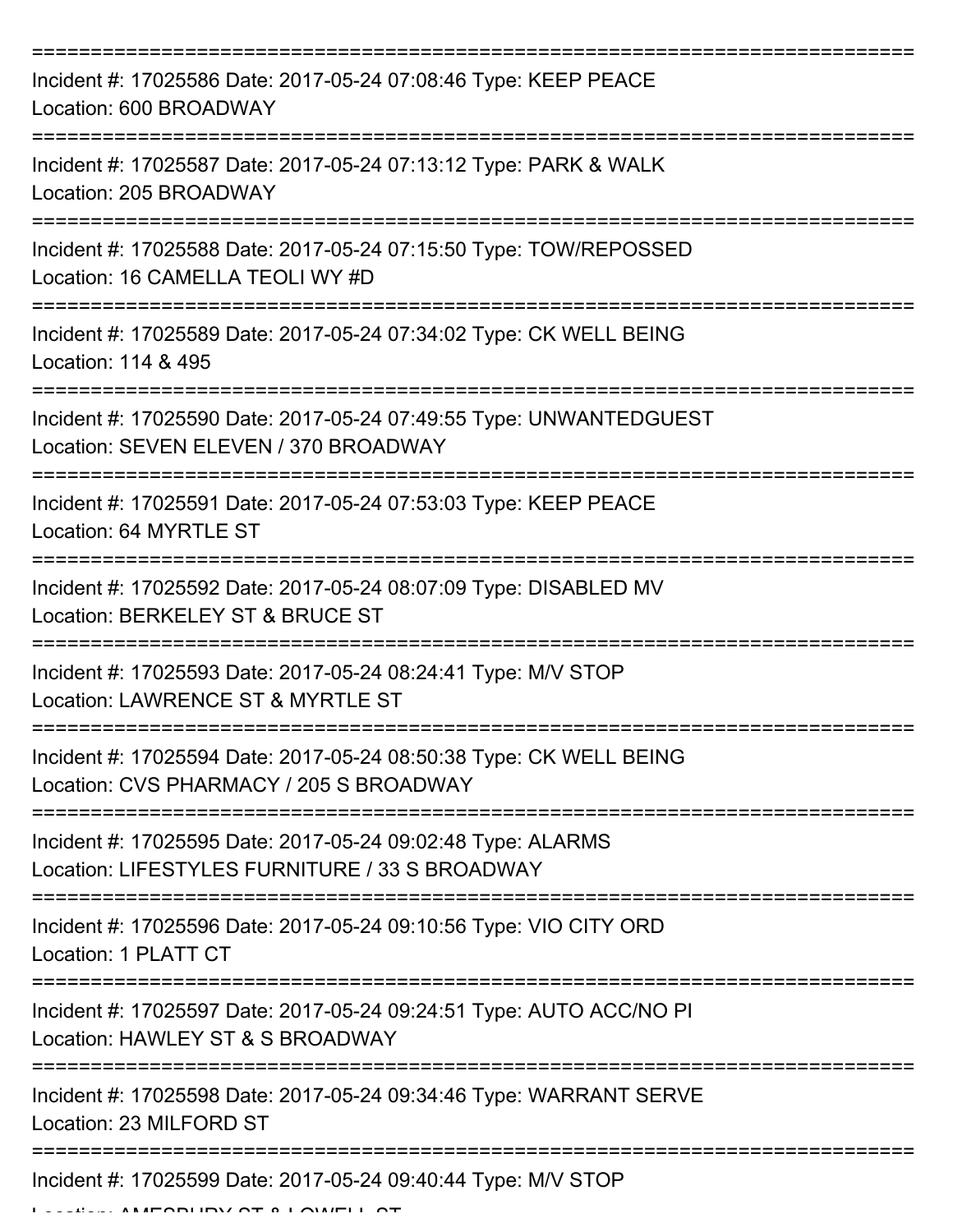===========================================================================

Incident #: 17025586 Date: 2017-05-24 07:08:46 Type: KEEP PEACE
Location: 600 BROADWAY

===========================================================================

Incident #: 17025587 Date: 2017-05-24 07:13:12 Type: PARK & WALK
Location: 205 BROADWAY

===========================================================================

Incident #: 17025588 Date: 2017-05-24 07:15:50 Type: TOW/REPOSSED
Location: 16 CAMELLA TEOLI WY #D

===========================================================================

Incident #: 17025589 Date: 2017-05-24 07:34:02 Type: CK WELL BEING
Location: 114 & 495

===========================================================================

Incident #: 17025590 Date: 2017-05-24 07:49:55 Type: UNWANTEDGUEST
Location: SEVEN ELEVEN / 370 BROADWAY

===========================================================================

Incident #: 17025591 Date: 2017-05-24 07:53:03 Type: KEEP PEACE
Location: 64 MYRTLE ST

===========================================================================

Incident #: 17025592 Date: 2017-05-24 08:07:09 Type: DISABLED MV
Location: BERKELEY ST & BRUCE ST

===========================================================================

Incident #: 17025593 Date: 2017-05-24 08:24:41 Type: M/V STOP
Location: LAWRENCE ST & MYRTLE ST

===========================================================================

Incident #: 17025594 Date: 2017-05-24 08:50:38 Type: CK WELL BEING
Location: CVS PHARMACY / 205 S BROADWAY

===========================================================================

Incident #: 17025595 Date: 2017-05-24 09:02:48 Type: ALARMS
Location: LIFESTYLES FURNITURE / 33 S BROADWAY

===========================================================================

Incident #: 17025596 Date: 2017-05-24 09:10:56 Type: VIO CITY ORD
Location: 1 PLATT CT

===========================================================================

Incident #: 17025597 Date: 2017-05-24 09:24:51 Type: AUTO ACC/NO PI
Location: HAWLEY ST & S BROADWAY

===========================================================================

Incident #: 17025598 Date: 2017-05-24 09:34:46 Type: WARRANT SERVE
Location: 23 MILFORD ST

===========================================================================

Incident #: 17025599 Date: 2017-05-24 09:40:44 Type: M/V STOP
Location: AMESBURY ST & LOWELL ST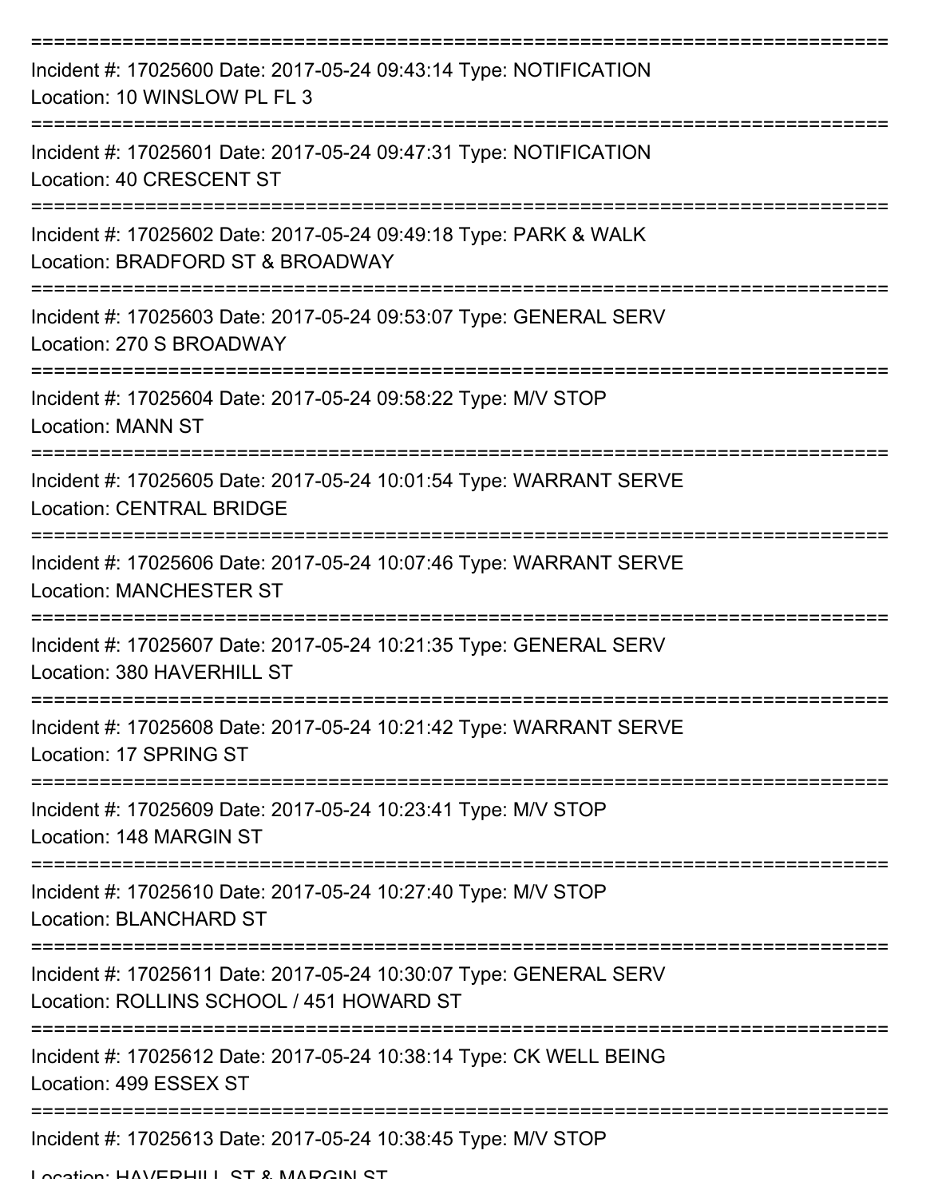Incident #: 17025600 Date: 2017-05-24 09:43:14 Type: NOTIFICATION
Location: 10 WINSLOW PL FL 3

Incident #: 17025601 Date: 2017-05-24 09:47:31 Type: NOTIFICATION
Location: 40 CRESCENT ST

Incident #: 17025602 Date: 2017-05-24 09:49:18 Type: PARK & WALK
Location: BRADFORD ST & BROADWAY

Incident #: 17025603 Date: 2017-05-24 09:53:07 Type: GENERAL SERV
Location: 270 S BROADWAY

Incident #: 17025604 Date: 2017-05-24 09:58:22 Type: M/V STOP
Location: MANN ST

Incident #: 17025605 Date: 2017-05-24 10:01:54 Type: WARRANT SERVE
Location: CENTRAL BRIDGE

Incident #: 17025606 Date: 2017-05-24 10:07:46 Type: WARRANT SERVE
Location: MANCHESTER ST

Incident #: 17025607 Date: 2017-05-24 10:21:35 Type: GENERAL SERV
Location: 380 HAVERHILL ST

Incident #: 17025608 Date: 2017-05-24 10:21:42 Type: WARRANT SERVE
Location: 17 SPRING ST

Incident #: 17025609 Date: 2017-05-24 10:23:41 Type: M/V STOP
Location: 148 MARGIN ST

Incident #: 17025610 Date: 2017-05-24 10:27:40 Type: M/V STOP
Location: BLANCHARD ST

Incident #: 17025611 Date: 2017-05-24 10:30:07 Type: GENERAL SERV
Location: ROLLINS SCHOOL / 451 HOWARD ST

Incident #: 17025612 Date: 2017-05-24 10:38:14 Type: CK WELL BEING
Location: 499 ESSEX ST

Incident #: 17025613 Date: 2017-05-24 10:38:45 Type: M/V STOP
Location: HAVERHILL ST & MARGIN ST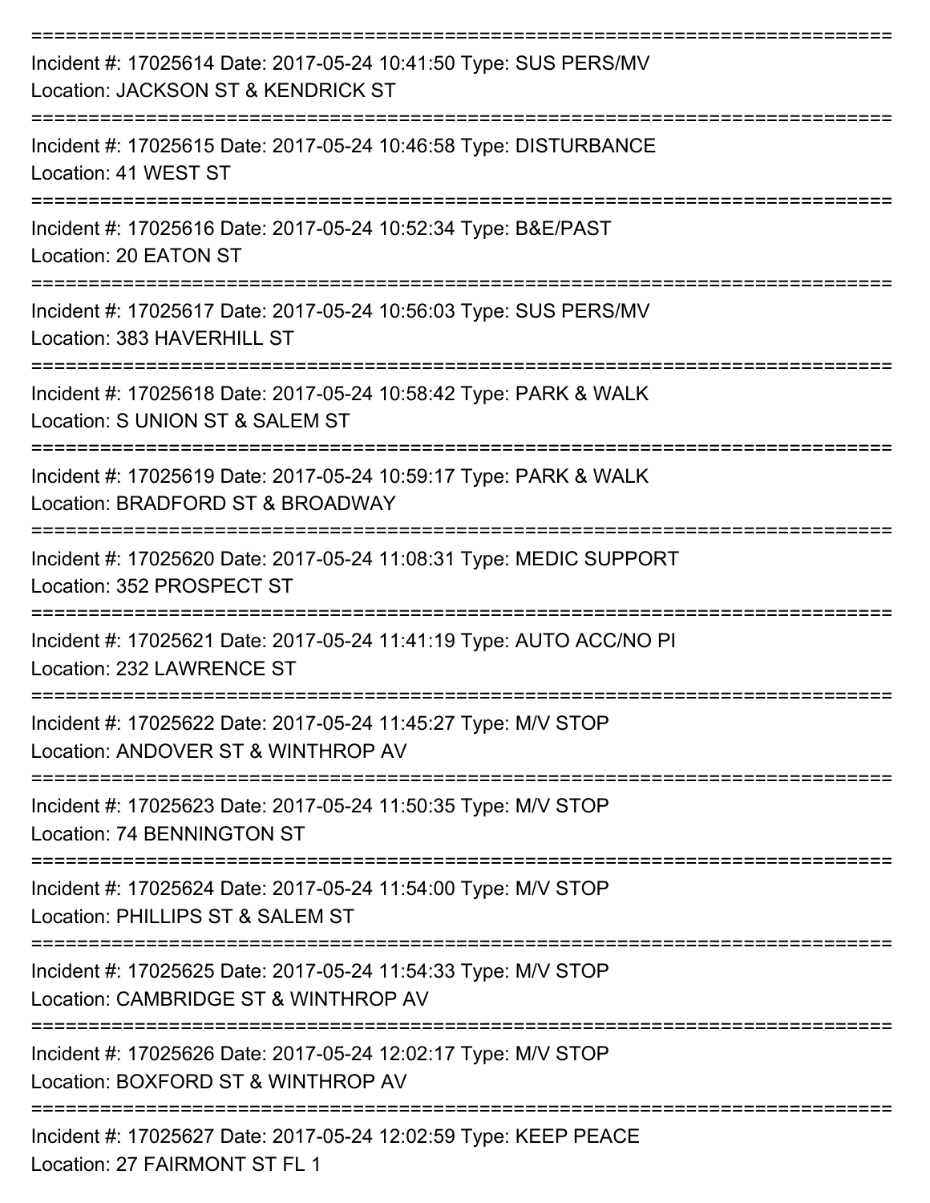Incident #: 17025614 Date: 2017-05-24 10:41:50 Type: SUS PERS/MV
Location: JACKSON ST & KENDRICK ST

---

Incident #: 17025615 Date: 2017-05-24 10:46:58 Type: DISTURBANCE
Location: 41 WEST ST

---

Incident #: 17025616 Date: 2017-05-24 10:52:34 Type: B&E/PAST
Location: 20 EATON ST

---

Incident #: 17025617 Date: 2017-05-24 10:56:03 Type: SUS PERS/MV
Location: 383 HAVERHILL ST

---

Incident #: 17025618 Date: 2017-05-24 10:58:42 Type: PARK & WALK
Location: S UNION ST & SALEM ST

---

Incident #: 17025619 Date: 2017-05-24 10:59:17 Type: PARK & WALK
Location: BRADFORD ST & BROADWAY

---

Incident #: 17025620 Date: 2017-05-24 11:08:31 Type: MEDIC SUPPORT
Location: 352 PROSPECT ST

---

Incident #: 17025621 Date: 2017-05-24 11:41:19 Type: AUTO ACC/NO PI
Location: 232 LAWRENCE ST

---

Incident #: 17025622 Date: 2017-05-24 11:45:27 Type: M/V STOP
Location: ANDOVER ST & WINTHROP AV

---

Incident #: 17025623 Date: 2017-05-24 11:50:35 Type: M/V STOP
Location: 74 BENNINGTON ST

---

Incident #: 17025624 Date: 2017-05-24 11:54:00 Type: M/V STOP
Location: PHILLIPS ST & SALEM ST

---

Incident #: 17025625 Date: 2017-05-24 11:54:33 Type: M/V STOP
Location: CAMBRIDGE ST & WINTHROP AV

---

Incident #: 17025626 Date: 2017-05-24 12:02:17 Type: M/V STOP
Location: BOXFORD ST & WINTHROP AV

---

Incident #: 17025627 Date: 2017-05-24 12:02:59 Type: KEEP PEACE
Location: 27 FAIRMONT ST FL 1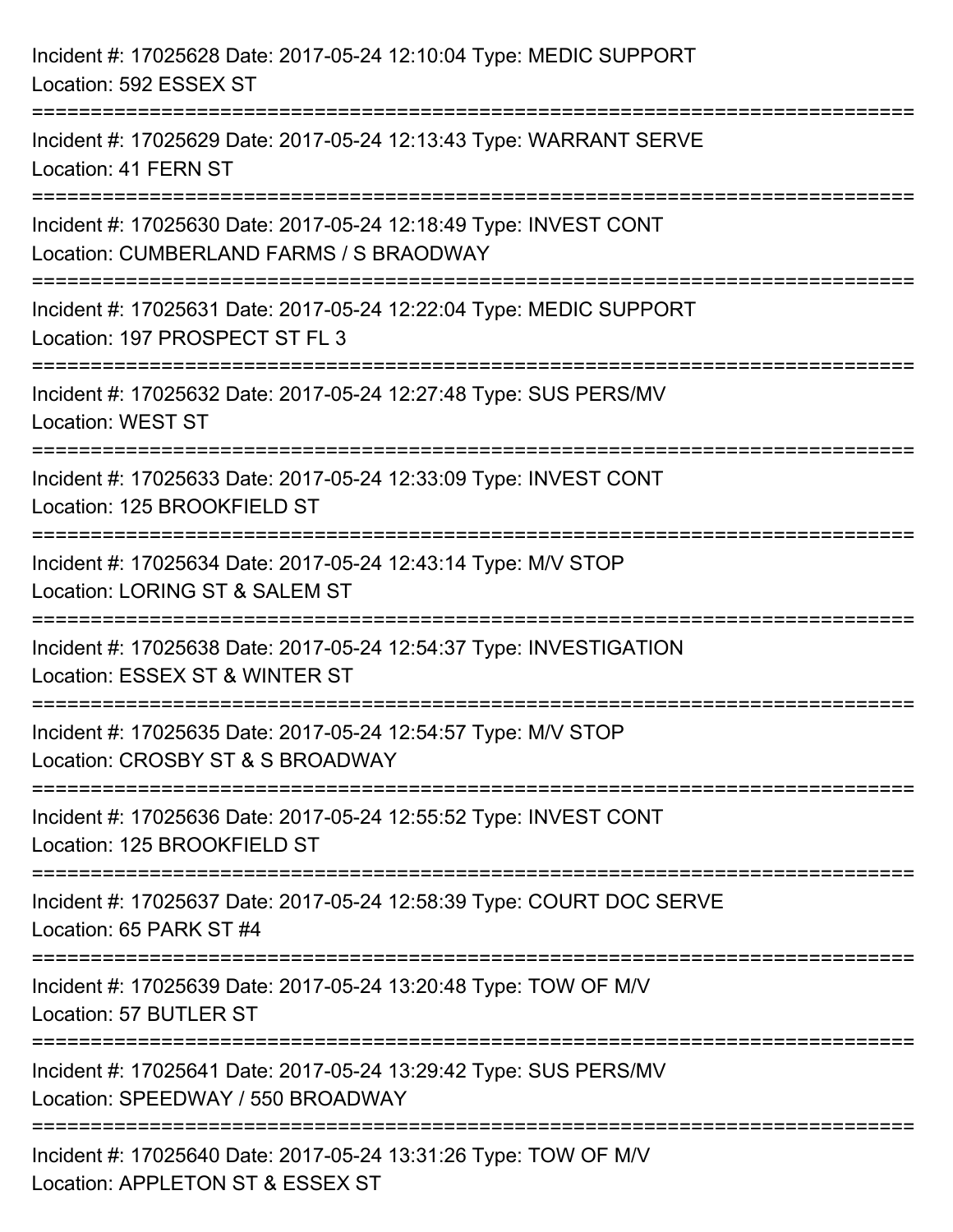Incident #: 17025628 Date: 2017-05-24 12:10:04 Type: MEDIC SUPPORT
Location: 592 ESSEX ST

===========================================================================

Incident #: 17025629 Date: 2017-05-24 12:13:43 Type: WARRANT SERVE
Location: 41 FERN ST

===========================================================================

Incident #: 17025630 Date: 2017-05-24 12:18:49 Type: INVEST CONT
Location: CUMBERLAND FARMS / S BRAODWAY

===========================================================================

Incident #: 17025631 Date: 2017-05-24 12:22:04 Type: MEDIC SUPPORT
Location: 197 PROSPECT ST FL 3

===========================================================================

Incident #: 17025632 Date: 2017-05-24 12:27:48 Type: SUS PERS/MV
Location: WEST ST

===========================================================================

Incident #: 17025633 Date: 2017-05-24 12:33:09 Type: INVEST CONT
Location: 125 BROOKFIELD ST

===========================================================================

Incident #: 17025634 Date: 2017-05-24 12:43:14 Type: M/V STOP
Location: LORING ST & SALEM ST

===========================================================================

Incident #: 17025638 Date: 2017-05-24 12:54:37 Type: INVESTIGATION
Location: ESSEX ST & WINTER ST

===========================================================================

Incident #: 17025635 Date: 2017-05-24 12:54:57 Type: M/V STOP
Location: CROSBY ST & S BROADWAY

===========================================================================

Incident #: 17025636 Date: 2017-05-24 12:55:52 Type: INVEST CONT
Location: 125 BROOKFIELD ST

===========================================================================

Incident #: 17025637 Date: 2017-05-24 12:58:39 Type: COURT DOC SERVE
Location: 65 PARK ST #4

===========================================================================

Incident #: 17025639 Date: 2017-05-24 13:20:48 Type: TOW OF M/V
Location: 57 BUTLER ST

===========================================================================

Incident #: 17025641 Date: 2017-05-24 13:29:42 Type: SUS PERS/MV
Location: SPEEDWAY / 550 BROADWAY

===========================================================================

Incident #: 17025640 Date: 2017-05-24 13:31:26 Type: TOW OF M/V
Location: APPLETON ST & ESSEX ST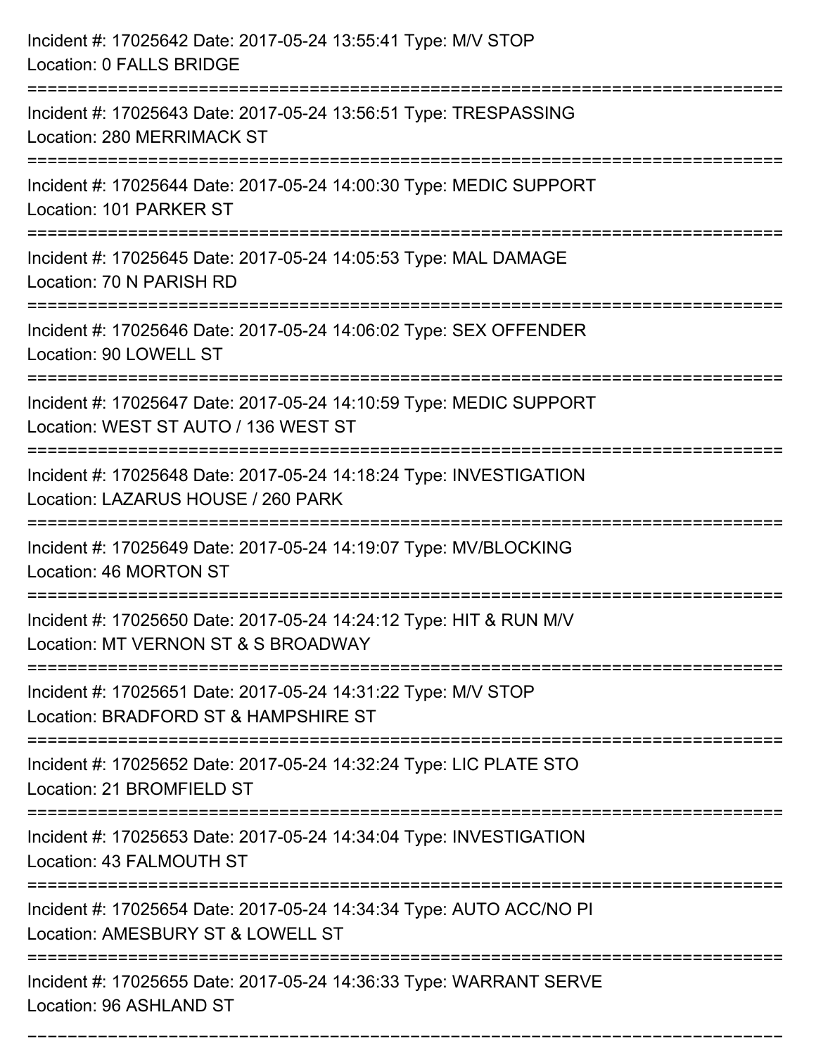Incident #: 17025642 Date: 2017-05-24 13:55:41 Type: M/V STOP
Location: 0 FALLS BRIDGE

===========================================================================

Incident #: 17025643 Date: 2017-05-24 13:56:51 Type: TRESPASSING
Location: 280 MERRIMACK ST

===========================================================================

Incident #: 17025644 Date: 2017-05-24 14:00:30 Type: MEDIC SUPPORT
Location: 101 PARKER ST

===========================================================================

Incident #: 17025645 Date: 2017-05-24 14:05:53 Type: MAL DAMAGE
Location: 70 N PARISH RD

===========================================================================

Incident #: 17025646 Date: 2017-05-24 14:06:02 Type: SEX OFFENDER
Location: 90 LOWELL ST

===========================================================================

Incident #: 17025647 Date: 2017-05-24 14:10:59 Type: MEDIC SUPPORT
Location: WEST ST AUTO / 136 WEST ST

===========================================================================

Incident #: 17025648 Date: 2017-05-24 14:18:24 Type: INVESTIGATION
Location: LAZARUS HOUSE / 260 PARK

===========================================================================

Incident #: 17025649 Date: 2017-05-24 14:19:07 Type: MV/BLOCKING
Location: 46 MORTON ST

===========================================================================

Incident #: 17025650 Date: 2017-05-24 14:24:12 Type: HIT & RUN M/V
Location: MT VERNON ST & S BROADWAY

===========================================================================

Incident #: 17025651 Date: 2017-05-24 14:31:22 Type: M/V STOP
Location: BRADFORD ST & HAMPSHIRE ST

===========================================================================

Incident #: 17025652 Date: 2017-05-24 14:32:24 Type: LIC PLATE STO
Location: 21 BROMFIELD ST

===========================================================================

Incident #: 17025653 Date: 2017-05-24 14:34:04 Type: INVESTIGATION
Location: 43 FALMOUTH ST

===========================================================================

Incident #: 17025654 Date: 2017-05-24 14:34:34 Type: AUTO ACC/NO PI
Location: AMESBURY ST & LOWELL ST

===========================================================================

Incident #: 17025655 Date: 2017-05-24 14:36:33 Type: WARRANT SERVE
Location: 96 ASHLAND ST

===========================================================================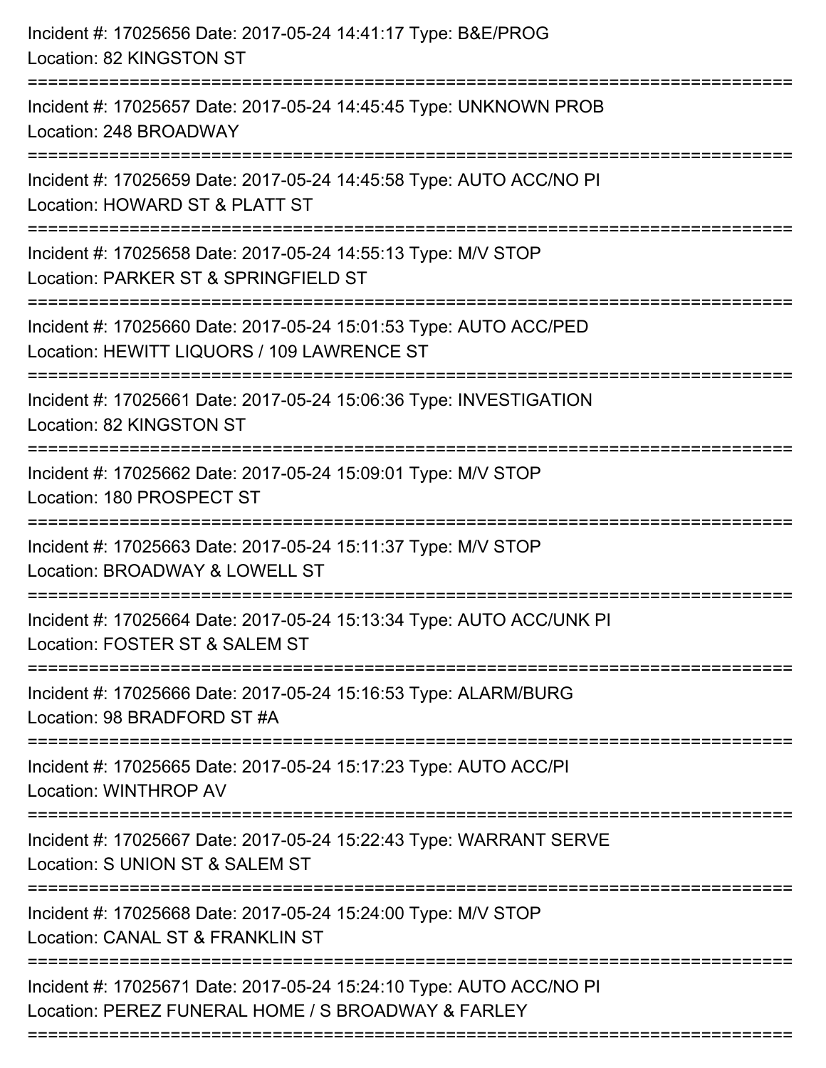Incident #: 17025656 Date: 2017-05-24 14:41:17 Type: B&E/PROG
Location: 82 KINGSTON ST

===========================================================================

Incident #: 17025657 Date: 2017-05-24 14:45:45 Type: UNKNOWN PROB
Location: 248 BROADWAY

===========================================================================

Incident #: 17025659 Date: 2017-05-24 14:45:58 Type: AUTO ACC/NO PI
Location: HOWARD ST & PLATT ST

===========================================================================

Incident #: 17025658 Date: 2017-05-24 14:55:13 Type: M/V STOP
Location: PARKER ST & SPRINGFIELD ST

===========================================================================

Incident #: 17025660 Date: 2017-05-24 15:01:53 Type: AUTO ACC/PED
Location: HEWITT LIQUORS / 109 LAWRENCE ST

===========================================================================

Incident #: 17025661 Date: 2017-05-24 15:06:36 Type: INVESTIGATION
Location: 82 KINGSTON ST

===========================================================================

Incident #: 17025662 Date: 2017-05-24 15:09:01 Type: M/V STOP
Location: 180 PROSPECT ST

===========================================================================

Incident #: 17025663 Date: 2017-05-24 15:11:37 Type: M/V STOP
Location: BROADWAY & LOWELL ST

===========================================================================

Incident #: 17025664 Date: 2017-05-24 15:13:34 Type: AUTO ACC/UNK PI
Location: FOSTER ST & SALEM ST

===========================================================================

Incident #: 17025666 Date: 2017-05-24 15:16:53 Type: ALARM/BURG
Location: 98 BRADFORD ST #A

===========================================================================

Incident #: 17025665 Date: 2017-05-24 15:17:23 Type: AUTO ACC/PI
Location: WINTHROP AV

===========================================================================

Incident #: 17025667 Date: 2017-05-24 15:22:43 Type: WARRANT SERVE
Location: S UNION ST & SALEM ST

===========================================================================

Incident #: 17025668 Date: 2017-05-24 15:24:00 Type: M/V STOP
Location: CANAL ST & FRANKLIN ST

===========================================================================

Incident #: 17025671 Date: 2017-05-24 15:24:10 Type: AUTO ACC/NO PI
Location: PEREZ FUNERAL HOME / S BROADWAY & FARLEY

===========================================================================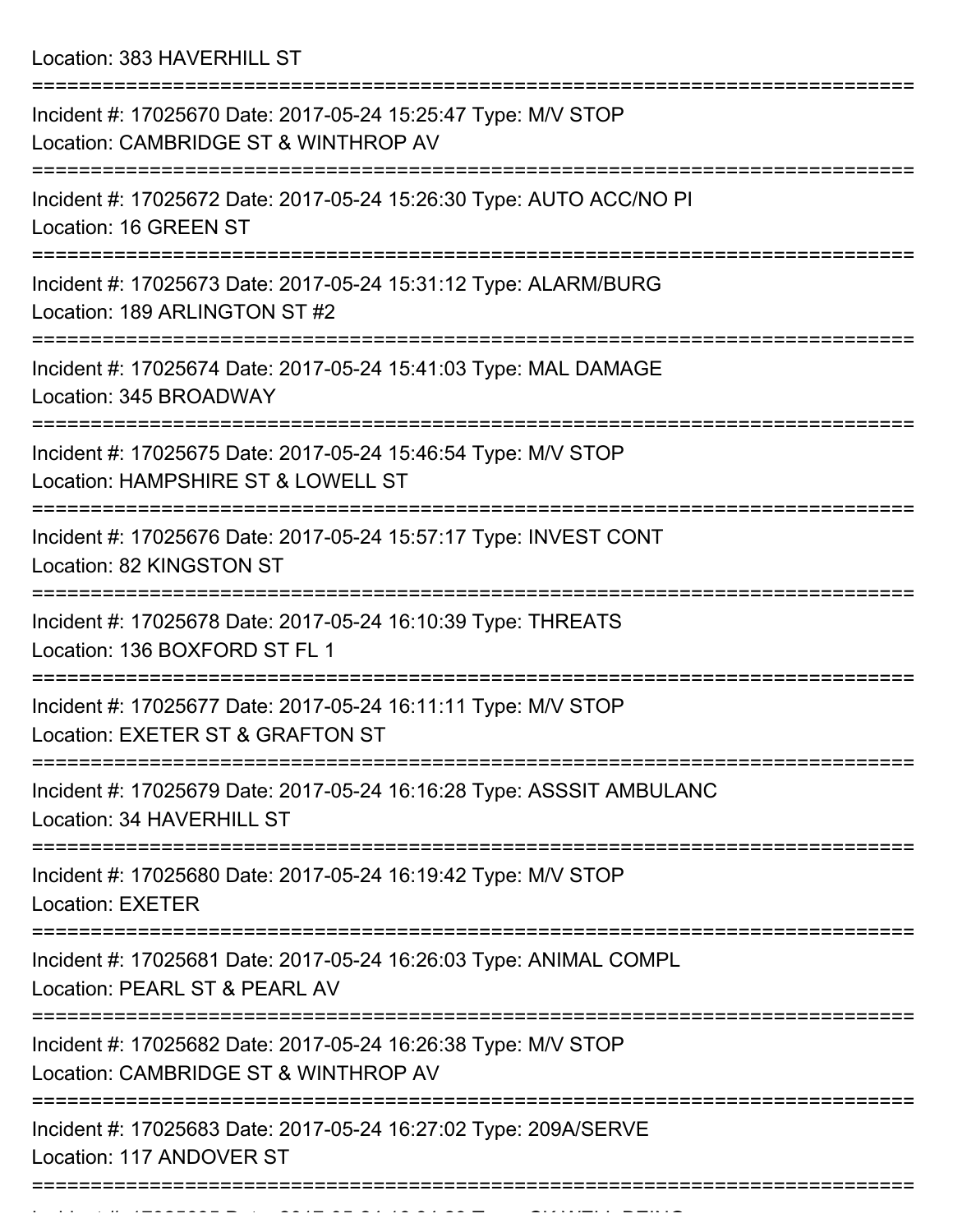Location: 383 HAVERHILL ST

===========================================================================

Incident #: 17025670 Date: 2017-05-24 15:25:47 Type: M/V STOP
Location: CAMBRIDGE ST & WINTHROP AV

===========================================================================

Incident #: 17025672 Date: 2017-05-24 15:26:30 Type: AUTO ACC/NO PI
Location: 16 GREEN ST

===========================================================================

Incident #: 17025673 Date: 2017-05-24 15:31:12 Type: ALARM/BURG
Location: 189 ARLINGTON ST #2

===========================================================================

Incident #: 17025674 Date: 2017-05-24 15:41:03 Type: MAL DAMAGE
Location: 345 BROADWAY

===========================================================================

Incident #: 17025675 Date: 2017-05-24 15:46:54 Type: M/V STOP
Location: HAMPSHIRE ST & LOWELL ST

===========================================================================

Incident #: 17025676 Date: 2017-05-24 15:57:17 Type: INVEST CONT
Location: 82 KINGSTON ST

===========================================================================

Incident #: 17025678 Date: 2017-05-24 16:10:39 Type: THREATS
Location: 136 BOXFORD ST FL 1

===========================================================================

Incident #: 17025677 Date: 2017-05-24 16:11:11 Type: M/V STOP
Location: EXETER ST & GRAFTON ST

===========================================================================

Incident #: 17025679 Date: 2017-05-24 16:16:28 Type: ASSSIT AMBULANC
Location: 34 HAVERHILL ST

===========================================================================

Incident #: 17025680 Date: 2017-05-24 16:19:42 Type: M/V STOP
Location: EXETER

===========================================================================

Incident #: 17025681 Date: 2017-05-24 16:26:03 Type: ANIMAL COMPL
Location: PEARL ST & PEARL AV

===========================================================================

Incident #: 17025682 Date: 2017-05-24 16:26:38 Type: M/V STOP
Location: CAMBRIDGE ST & WINTHROP AV

===========================================================================

Incident #: 17025683 Date: 2017-05-24 16:27:02 Type: 209A/SERVE
Location: 117 ANDOVER ST

===========================================================================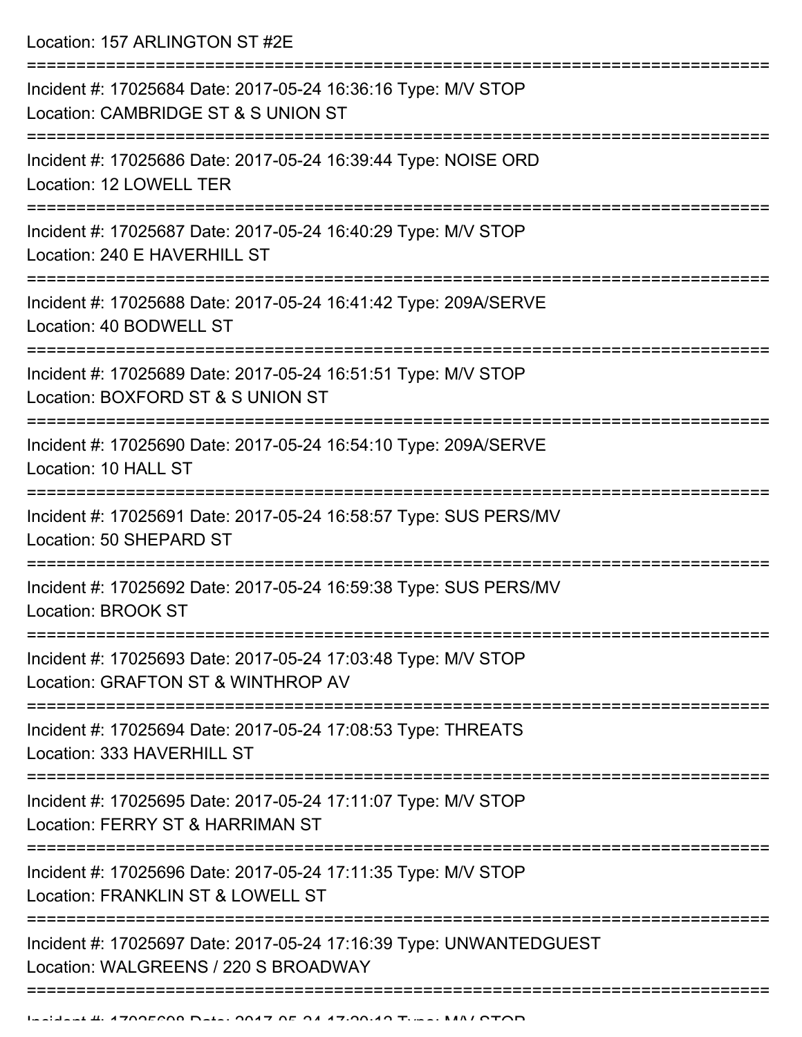Location: 157 ARLINGTON ST #2E

===========================================================================

Incident #: 17025684 Date: 2017-05-24 16:36:16 Type: M/V STOP
Location: CAMBRIDGE ST & S UNION ST

===========================================================================

Incident #: 17025686 Date: 2017-05-24 16:39:44 Type: NOISE ORD
Location: 12 LOWELL TER

===========================================================================

Incident #: 17025687 Date: 2017-05-24 16:40:29 Type: M/V STOP
Location: 240 E HAVERHILL ST

===========================================================================

Incident #: 17025688 Date: 2017-05-24 16:41:42 Type: 209A/SERVE
Location: 40 BODWELL ST

===========================================================================

Incident #: 17025689 Date: 2017-05-24 16:51:51 Type: M/V STOP
Location: BOXFORD ST & S UNION ST

===========================================================================

Incident #: 17025690 Date: 2017-05-24 16:54:10 Type: 209A/SERVE
Location: 10 HALL ST

===========================================================================

Incident #: 17025691 Date: 2017-05-24 16:58:57 Type: SUS PERS/MV
Location: 50 SHEPARD ST

===========================================================================

Incident #: 17025692 Date: 2017-05-24 16:59:38 Type: SUS PERS/MV
Location: BROOK ST

===========================================================================

Incident #: 17025693 Date: 2017-05-24 17:03:48 Type: M/V STOP
Location: GRAFTON ST & WINTHROP AV

===========================================================================

Incident #: 17025694 Date: 2017-05-24 17:08:53 Type: THREATS
Location: 333 HAVERHILL ST

===========================================================================

Incident #: 17025695 Date: 2017-05-24 17:11:07 Type: M/V STOP
Location: FERRY ST & HARRIMAN ST

===========================================================================

Incident #: 17025696 Date: 2017-05-24 17:11:35 Type: M/V STOP
Location: FRANKLIN ST & LOWELL ST

===========================================================================

Incident #: 17025697 Date: 2017-05-24 17:16:39 Type: UNWANTEDGUEST
Location: WALGREENS / 220 S BROADWAY

===========================================================================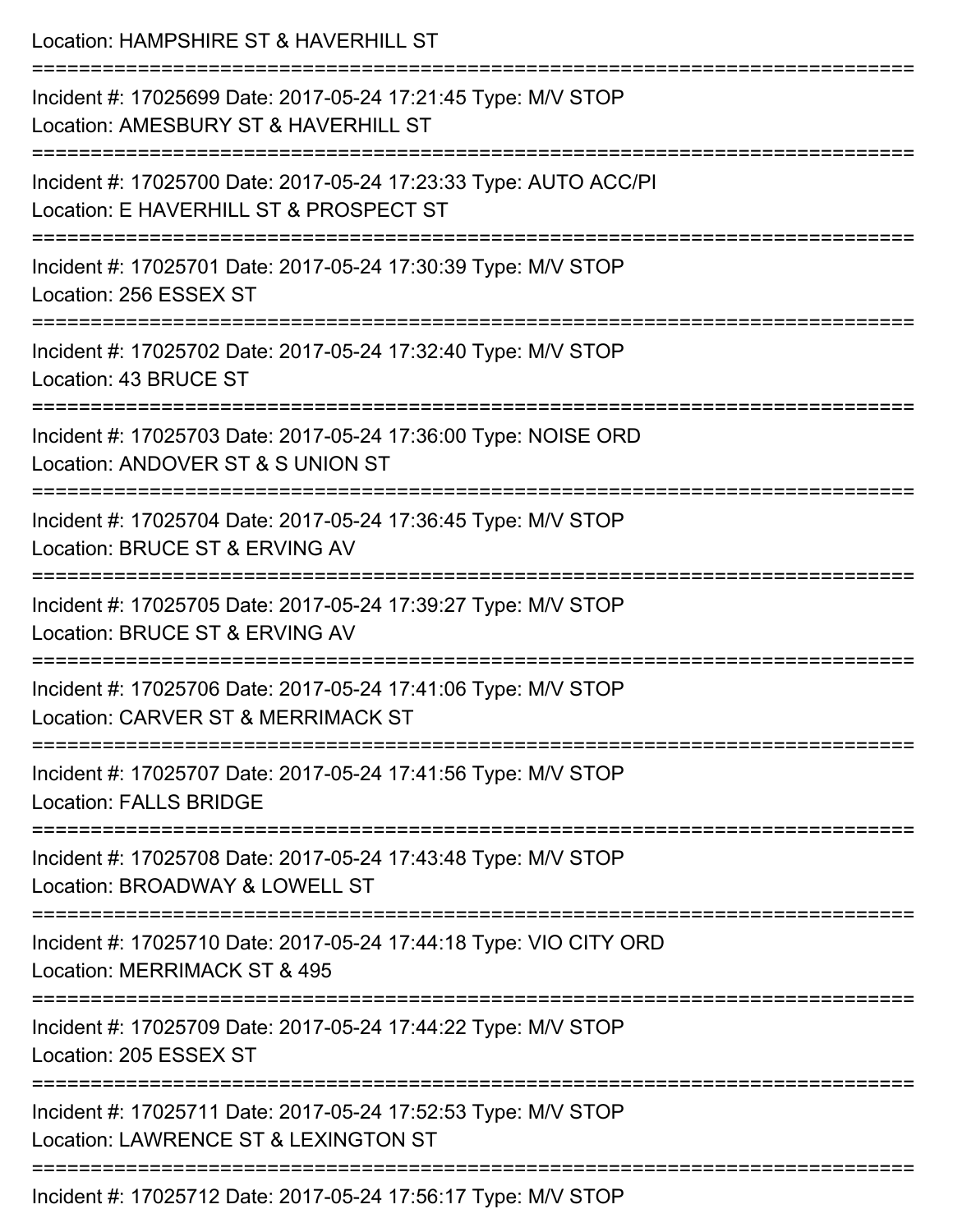Location: HAMPSHIRE ST & HAVERHILL ST

===========================================================================

Incident #: 17025699 Date: 2017-05-24 17:21:45 Type: M/V STOP
Location: AMESBURY ST & HAVERHILL ST

===========================================================================

Incident #: 17025700 Date: 2017-05-24 17:23:33 Type: AUTO ACC/PI
Location: E HAVERHILL ST & PROSPECT ST

===========================================================================

Incident #: 17025701 Date: 2017-05-24 17:30:39 Type: M/V STOP
Location: 256 ESSEX ST

===========================================================================

Incident #: 17025702 Date: 2017-05-24 17:32:40 Type: M/V STOP
Location: 43 BRUCE ST

===========================================================================

Incident #: 17025703 Date: 2017-05-24 17:36:00 Type: NOISE ORD
Location: ANDOVER ST & S UNION ST

===========================================================================

Incident #: 17025704 Date: 2017-05-24 17:36:45 Type: M/V STOP
Location: BRUCE ST & ERVING AV

===========================================================================

Incident #: 17025705 Date: 2017-05-24 17:39:27 Type: M/V STOP
Location: BRUCE ST & ERVING AV

===========================================================================

Incident #: 17025706 Date: 2017-05-24 17:41:06 Type: M/V STOP
Location: CARVER ST & MERRIMACK ST

===========================================================================

Incident #: 17025707 Date: 2017-05-24 17:41:56 Type: M/V STOP
Location: FALLS BRIDGE

===========================================================================

Incident #: 17025708 Date: 2017-05-24 17:43:48 Type: M/V STOP
Location: BROADWAY & LOWELL ST

===========================================================================

Incident #: 17025710 Date: 2017-05-24 17:44:18 Type: VIO CITY ORD
Location: MERRIMACK ST & 495

===========================================================================

Incident #: 17025709 Date: 2017-05-24 17:44:22 Type: M/V STOP
Location: 205 ESSEX ST

===========================================================================

Incident #: 17025711 Date: 2017-05-24 17:52:53 Type: M/V STOP
Location: LAWRENCE ST & LEXINGTON ST

===========================================================================

Incident #: 17025712 Date: 2017-05-24 17:56:17 Type: M/V STOP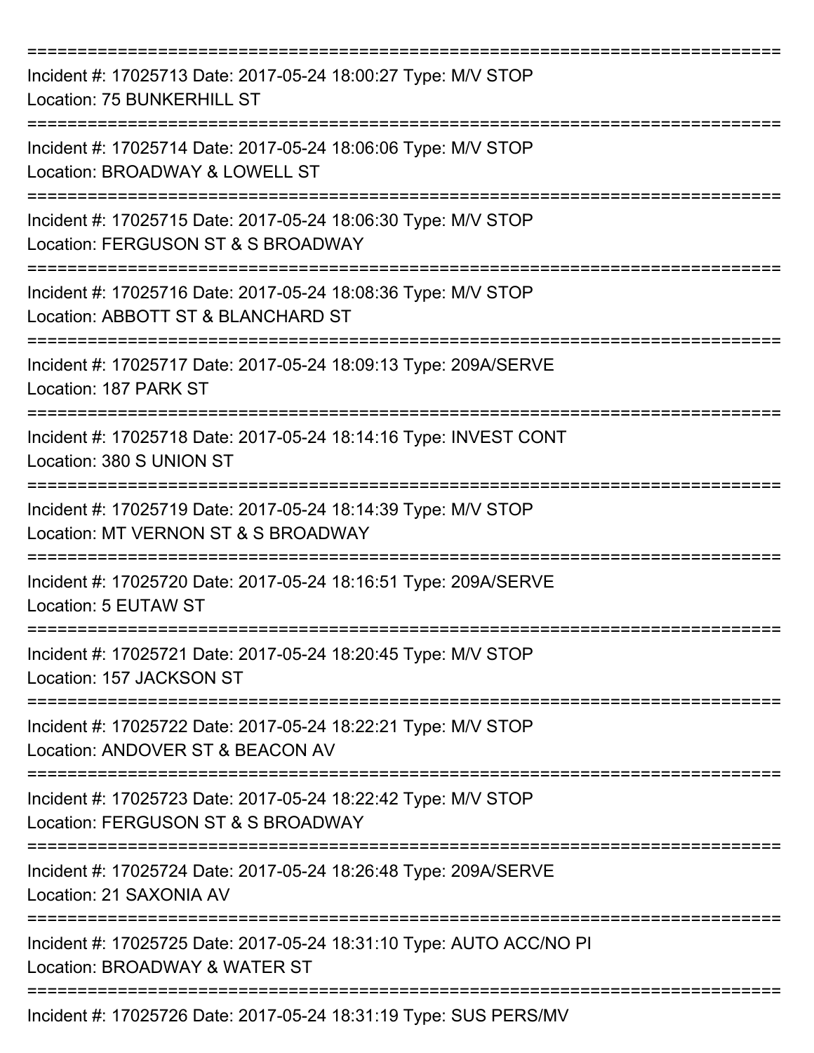===========================================================================
Incident #: 17025713 Date: 2017-05-24 18:00:27 Type: M/V STOP
Location: 75 BUNKERHILL ST
===========================================================================
Incident #: 17025714 Date: 2017-05-24 18:06:06 Type: M/V STOP
Location: BROADWAY & LOWELL ST
===========================================================================
Incident #: 17025715 Date: 2017-05-24 18:06:30 Type: M/V STOP
Location: FERGUSON ST & S BROADWAY
===========================================================================
Incident #: 17025716 Date: 2017-05-24 18:08:36 Type: M/V STOP
Location: ABBOTT ST & BLANCHARD ST
===========================================================================
Incident #: 17025717 Date: 2017-05-24 18:09:13 Type: 209A/SERVE
Location: 187 PARK ST
===========================================================================
Incident #: 17025718 Date: 2017-05-24 18:14:16 Type: INVEST CONT
Location: 380 S UNION ST
===========================================================================
Incident #: 17025719 Date: 2017-05-24 18:14:39 Type: M/V STOP
Location: MT VERNON ST & S BROADWAY
===========================================================================
Incident #: 17025720 Date: 2017-05-24 18:16:51 Type: 209A/SERVE
Location: 5 EUTAW ST
===========================================================================
Incident #: 17025721 Date: 2017-05-24 18:20:45 Type: M/V STOP
Location: 157 JACKSON ST
===========================================================================
Incident #: 17025722 Date: 2017-05-24 18:22:21 Type: M/V STOP
Location: ANDOVER ST & BEACON AV
===========================================================================
Incident #: 17025723 Date: 2017-05-24 18:22:42 Type: M/V STOP
Location: FERGUSON ST & S BROADWAY
===========================================================================
Incident #: 17025724 Date: 2017-05-24 18:26:48 Type: 209A/SERVE
Location: 21 SAXONIA AV
===========================================================================
Incident #: 17025725 Date: 2017-05-24 18:31:10 Type: AUTO ACC/NO PI
Location: BROADWAY & WATER ST
===========================================================================
Incident #: 17025726 Date: 2017-05-24 18:31:19 Type: SUS PERS/MV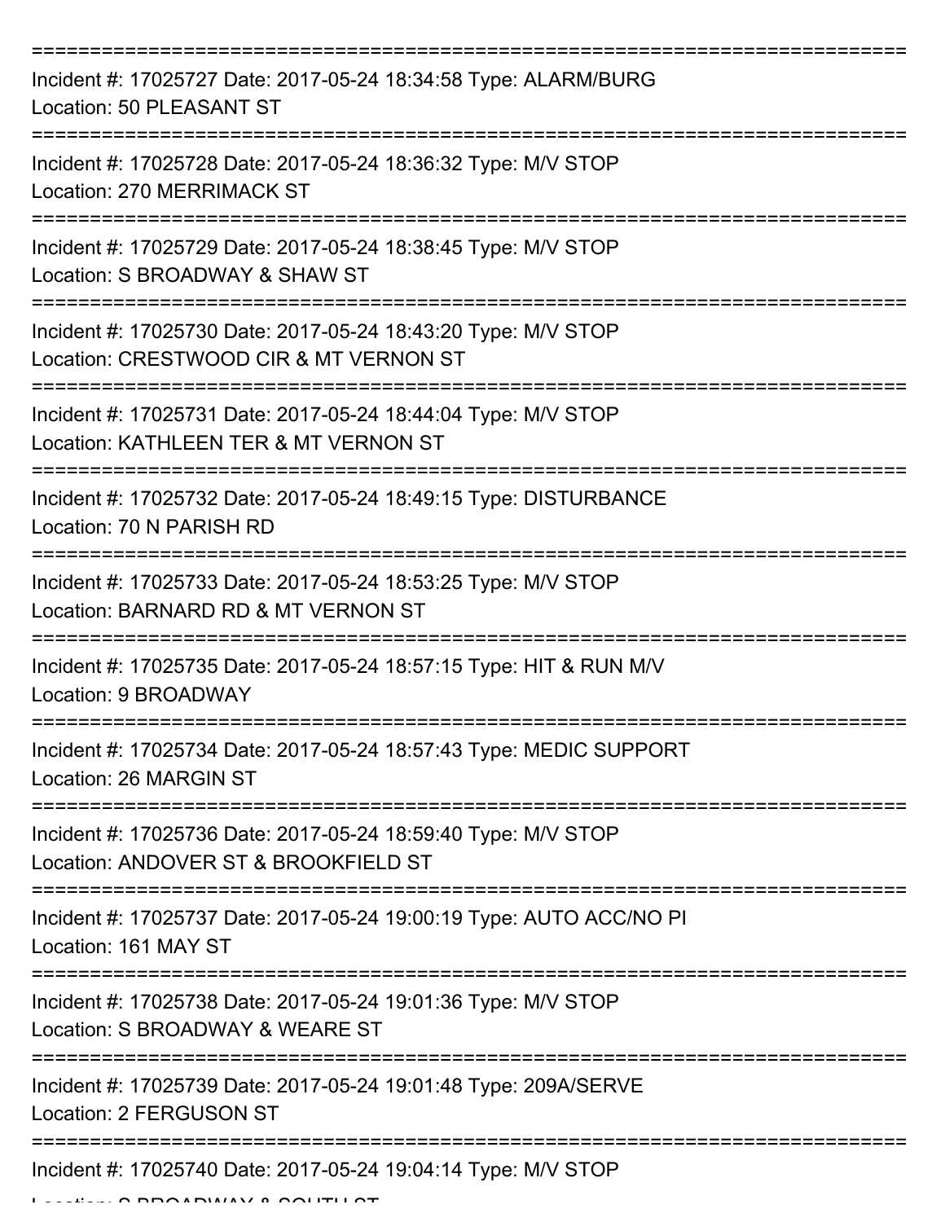===========================================================================

Incident #: 17025727 Date: 2017-05-24 18:34:58 Type: ALARM/BURG
Location: 50 PLEASANT ST

===========================================================================

Incident #: 17025728 Date: 2017-05-24 18:36:32 Type: M/V STOP
Location: 270 MERRIMACK ST

===========================================================================

Incident #: 17025729 Date: 2017-05-24 18:38:45 Type: M/V STOP
Location: S BROADWAY & SHAW ST

===========================================================================

Incident #: 17025730 Date: 2017-05-24 18:43:20 Type: M/V STOP
Location: CRESTWOOD CIR & MT VERNON ST

===========================================================================

Incident #: 17025731 Date: 2017-05-24 18:44:04 Type: M/V STOP
Location: KATHLEEN TER & MT VERNON ST

===========================================================================

Incident #: 17025732 Date: 2017-05-24 18:49:15 Type: DISTURBANCE
Location: 70 N PARISH RD

===========================================================================

Incident #: 17025733 Date: 2017-05-24 18:53:25 Type: M/V STOP
Location: BARNARD RD & MT VERNON ST

===========================================================================

Incident #: 17025735 Date: 2017-05-24 18:57:15 Type: HIT & RUN M/V
Location: 9 BROADWAY

===========================================================================

Incident #: 17025734 Date: 2017-05-24 18:57:43 Type: MEDIC SUPPORT
Location: 26 MARGIN ST

===========================================================================

Incident #: 17025736 Date: 2017-05-24 18:59:40 Type: M/V STOP
Location: ANDOVER ST & BROOKFIELD ST

===========================================================================

Incident #: 17025737 Date: 2017-05-24 19:00:19 Type: AUTO ACC/NO PI
Location: 161 MAY ST

===========================================================================

Incident #: 17025738 Date: 2017-05-24 19:01:36 Type: M/V STOP
Location: S BROADWAY & WEARE ST

===========================================================================

Incident #: 17025739 Date: 2017-05-24 19:01:48 Type: 209A/SERVE
Location: 2 FERGUSON ST

===========================================================================

Incident #: 17025740 Date: 2017-05-24 19:04:14 Type: M/V STOP
Location: S BROADWAY & SOUTH ST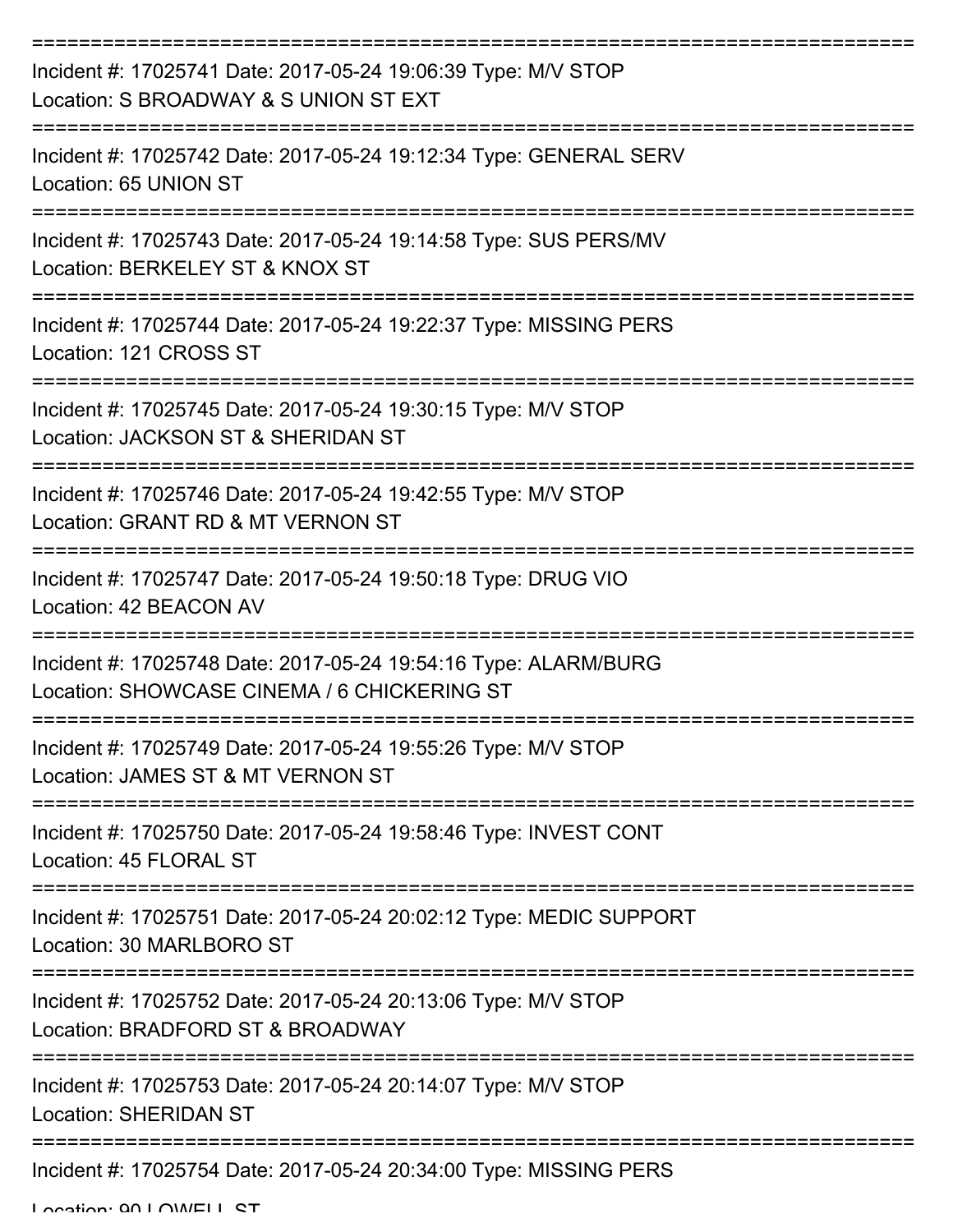Incident #: 17025741 Date: 2017-05-24 19:06:39 Type: M/V STOP
Location: S BROADWAY & S UNION ST EXT

---

Incident #: 17025742 Date: 2017-05-24 19:12:34 Type: GENERAL SERV
Location: 65 UNION ST

---

Incident #: 17025743 Date: 2017-05-24 19:14:58 Type: SUS PERS/MV
Location: BERKELEY ST & KNOX ST

---

Incident #: 17025744 Date: 2017-05-24 19:22:37 Type: MISSING PERS
Location: 121 CROSS ST

---

Incident #: 17025745 Date: 2017-05-24 19:30:15 Type: M/V STOP
Location: JACKSON ST & SHERIDAN ST

---

Incident #: 17025746 Date: 2017-05-24 19:42:55 Type: M/V STOP
Location: GRANT RD & MT VERNON ST

---

Incident #: 17025747 Date: 2017-05-24 19:50:18 Type: DRUG VIO
Location: 42 BEACON AV

---

Incident #: 17025748 Date: 2017-05-24 19:54:16 Type: ALARM/BURG
Location: SHOWCASE CINEMA / 6 CHICKERING ST

---

Incident #: 17025749 Date: 2017-05-24 19:55:26 Type: M/V STOP
Location: JAMES ST & MT VERNON ST

---

Incident #: 17025750 Date: 2017-05-24 19:58:46 Type: INVEST CONT
Location: 45 FLORAL ST

---

Incident #: 17025751 Date: 2017-05-24 20:02:12 Type: MEDIC SUPPORT
Location: 30 MARLBORO ST

---

Incident #: 17025752 Date: 2017-05-24 20:13:06 Type: M/V STOP
Location: BRADFORD ST & BROADWAY

---

Incident #: 17025753 Date: 2017-05-24 20:14:07 Type: M/V STOP
Location: SHERIDAN ST

---

Incident #: 17025754 Date: 2017-05-24 20:34:00 Type: MISSING PERS
Location: 90 LOWELL ST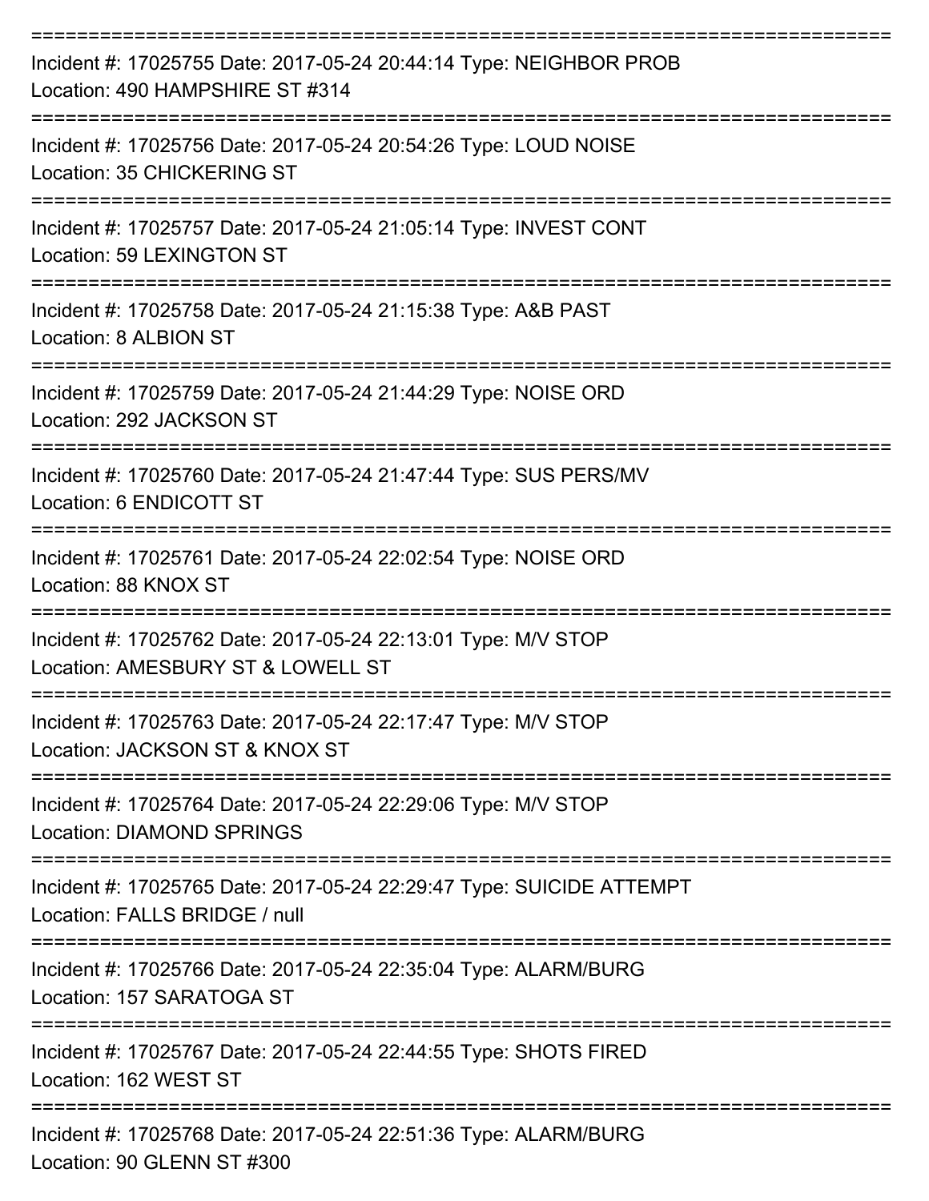===========================================================================
Incident #: 17025755 Date: 2017-05-24 20:44:14 Type: NEIGHBOR PROB
Location: 490 HAMPSHIRE ST #314
===========================================================================
Incident #: 17025756 Date: 2017-05-24 20:54:26 Type: LOUD NOISE
Location: 35 CHICKERING ST
===========================================================================
Incident #: 17025757 Date: 2017-05-24 21:05:14 Type: INVEST CONT
Location: 59 LEXINGTON ST
===========================================================================
Incident #: 17025758 Date: 2017-05-24 21:15:38 Type: A&B PAST
Location: 8 ALBION ST
===========================================================================
Incident #: 17025759 Date: 2017-05-24 21:44:29 Type: NOISE ORD
Location: 292 JACKSON ST
===========================================================================
Incident #: 17025760 Date: 2017-05-24 21:47:44 Type: SUS PERS/MV
Location: 6 ENDICOTT ST
===========================================================================
Incident #: 17025761 Date: 2017-05-24 22:02:54 Type: NOISE ORD
Location: 88 KNOX ST
===========================================================================
Incident #: 17025762 Date: 2017-05-24 22:13:01 Type: M/V STOP
Location: AMESBURY ST & LOWELL ST
===========================================================================
Incident #: 17025763 Date: 2017-05-24 22:17:47 Type: M/V STOP
Location: JACKSON ST & KNOX ST
===========================================================================
Incident #: 17025764 Date: 2017-05-24 22:29:06 Type: M/V STOP
Location: DIAMOND SPRINGS
===========================================================================
Incident #: 17025765 Date: 2017-05-24 22:29:47 Type: SUICIDE ATTEMPT
Location: FALLS BRIDGE / null
===========================================================================
Incident #: 17025766 Date: 2017-05-24 22:35:04 Type: ALARM/BURG
Location: 157 SARATOGA ST
===========================================================================
Incident #: 17025767 Date: 2017-05-24 22:44:55 Type: SHOTS FIRED
Location: 162 WEST ST
===========================================================================
Incident #: 17025768 Date: 2017-05-24 22:51:36 Type: ALARM/BURG
Location: 90 GLENN ST #300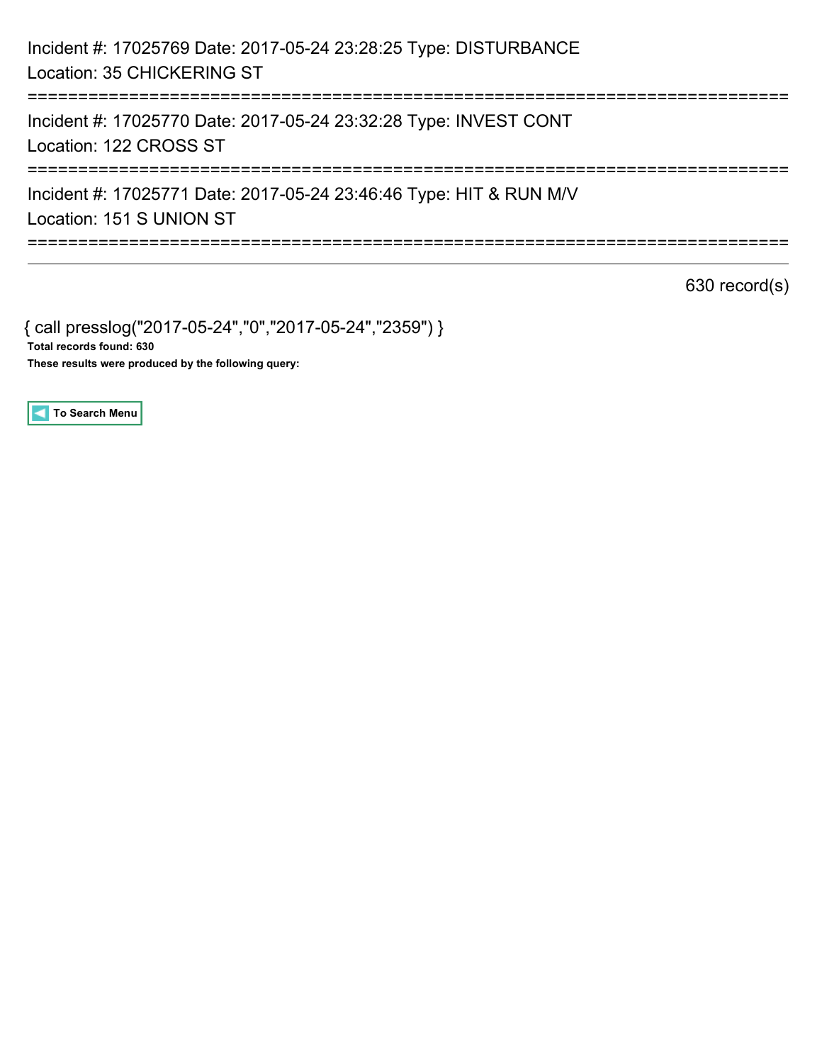Incident #: 17025769 Date: 2017-05-24 23:28:25 Type: DISTURBANCE
Location: 35 CHICKERING ST

===========================================================================

Incident #: 17025770 Date: 2017-05-24 23:32:28 Type: INVEST CONT
Location: 122 CROSS ST

===========================================================================

Incident #: 17025771 Date: 2017-05-24 23:46:46 Type: HIT & RUN M/V
Location: 151 S UNION ST

===========================================================================

630 record(s)

{ call presslog("2017-05-24","0","2017-05-24","2359") }

**Total records found: 630**

**These results were produced by the following query:**

**To Search Menu**